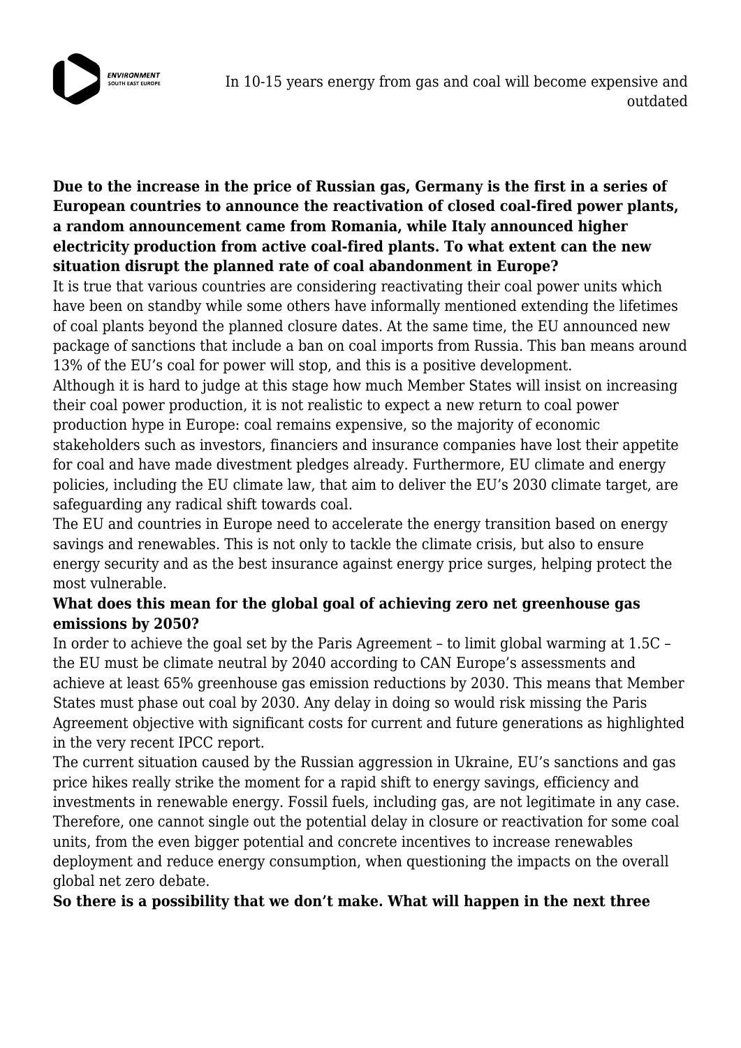**Due to the increase in the price of Russian gas, Germany is the first in a series of European countries to announce the reactivation of closed coal-fired power plants, a random announcement came from Romania, while Italy announced higher electricity production from active coal-fired plants. To what extent can the new situation disrupt the planned rate of coal abandonment in Europe?**

It is true that various countries are considering reactivating their coal power units which have been on standby while some others have informally mentioned extending the lifetimes of coal plants beyond the planned closure dates. At the same time, the EU announced new package of sanctions that include a ban on coal imports from Russia. This ban means around 13% of the EU's coal for power will stop, and this is a positive development.

Although it is hard to judge at this stage how much Member States will insist on increasing their coal power production, it is not realistic to expect a new return to coal power production hype in Europe: coal remains expensive, so the majority of economic stakeholders such as investors, financiers and insurance companies have lost their appetite for coal and have made divestment pledges already. Furthermore, EU climate and energy policies, including the EU climate law, that aim to deliver the EU's 2030 climate target, are safeguarding any radical shift towards coal.

The EU and countries in Europe need to accelerate the energy transition based on energy savings and renewables. This is not only to tackle the climate crisis, but also to ensure energy security and as the best insurance against energy price surges, helping protect the most vulnerable.

**What does this mean for the global goal of achieving zero net greenhouse gas emissions by 2050?**

In order to achieve the goal set by the Paris Agreement – to limit global warming at 1.5C – the EU must be climate neutral by 2040 according to CAN Europe's assessments and achieve at least 65% greenhouse gas emission reductions by 2030. This means that Member States must phase out coal by 2030. Any delay in doing so would risk missing the Paris Agreement objective with significant costs for current and future generations as highlighted in the very recent IPCC report.

The current situation caused by the Russian aggression in Ukraine, EU's sanctions and gas price hikes really strike the moment for a rapid shift to energy savings, efficiency and investments in renewable energy. Fossil fuels, including gas, are not legitimate in any case. Therefore, one cannot single out the potential delay in closure or reactivation for some coal units, from the even bigger potential and concrete incentives to increase renewables deployment and reduce energy consumption, when questioning the impacts on the overall global net zero debate.

**So there is a possibility that we don't make. What will happen in the next three**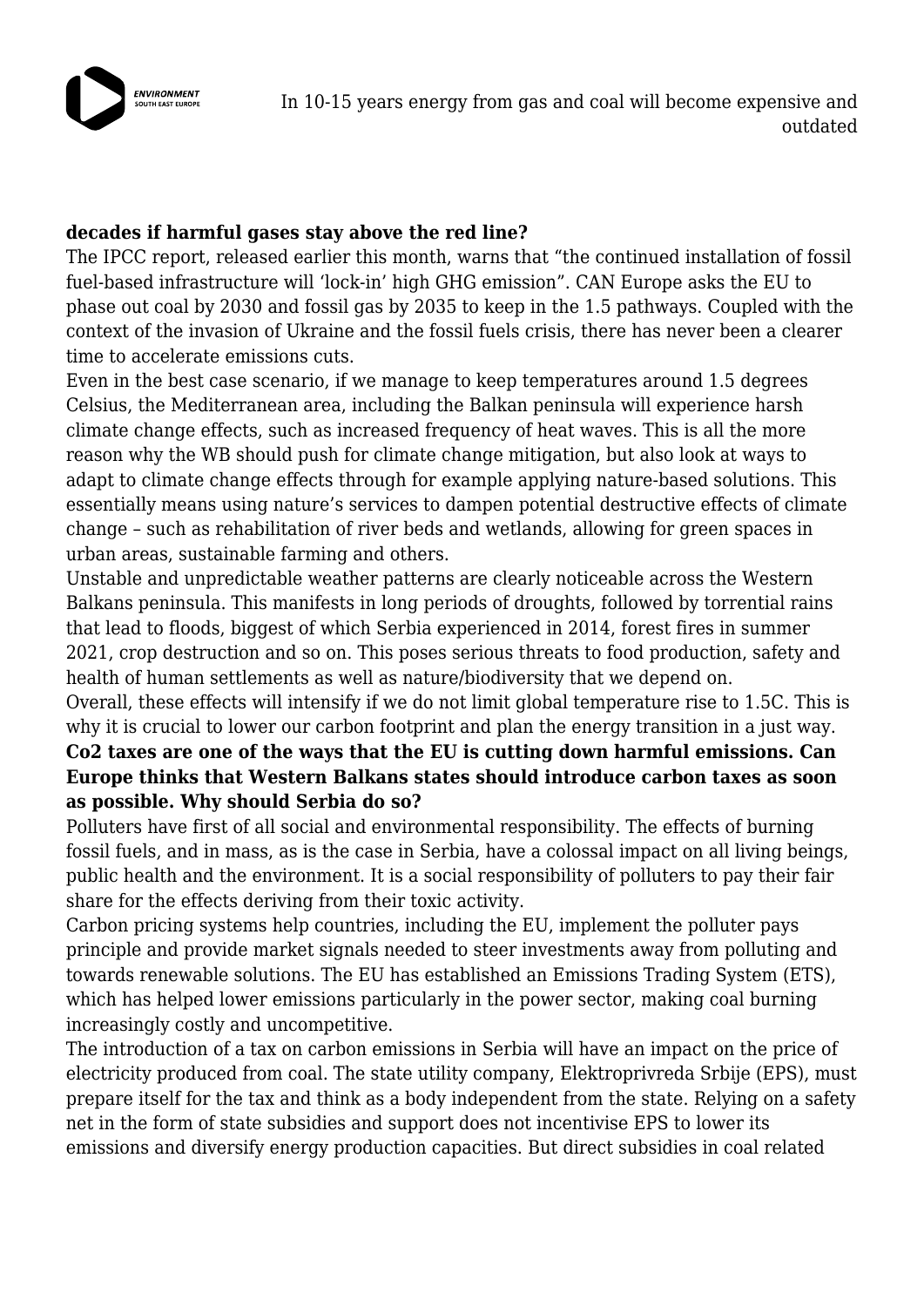**decades if harmful gases stay above the red line?**

The IPCC report, released earlier this month, warns that "the continued installation of fossil fuel-based infrastructure will 'lock-in' high GHG emission". CAN Europe asks the EU to phase out coal by 2030 and fossil gas by 2035 to keep in the 1.5 pathways. Coupled with the context of the invasion of Ukraine and the fossil fuels crisis, there has never been a clearer time to accelerate emissions cuts.

Even in the best case scenario, if we manage to keep temperatures around 1.5 degrees Celsius, the Mediterranean area, including the Balkan peninsula will experience harsh climate change effects, such as increased frequency of heat waves. This is all the more reason why the WB should push for climate change mitigation, but also look at ways to adapt to climate change effects through for example applying nature-based solutions. This essentially means using nature's services to dampen potential destructive effects of climate change – such as rehabilitation of river beds and wetlands, allowing for green spaces in urban areas, sustainable farming and others.

Unstable and unpredictable weather patterns are clearly noticeable across the Western Balkans peninsula. This manifests in long periods of droughts, followed by torrential rains that lead to floods, biggest of which Serbia experienced in 2014, forest fires in summer 2021, crop destruction and so on. This poses serious threats to food production, safety and health of human settlements as well as nature/biodiversity that we depend on.

Overall, these effects will intensify if we do not limit global temperature rise to 1.5C. This is why it is crucial to lower our carbon footprint and plan the energy transition in a just way.

**Co2 taxes are one of the ways that the EU is cutting down harmful emissions. Can Europe thinks that Western Balkans states should introduce carbon taxes as soon as possible. Why should Serbia do so?**

Polluters have first of all social and environmental responsibility. The effects of burning fossil fuels, and in mass, as is the case in Serbia, have a colossal impact on all living beings, public health and the environment. It is a social responsibility of polluters to pay their fair share for the effects deriving from their toxic activity.

Carbon pricing systems help countries, including the EU, implement the polluter pays principle and provide market signals needed to steer investments away from polluting and towards renewable solutions. The EU has established an Emissions Trading System (ETS), which has helped lower emissions particularly in the power sector, making coal burning increasingly costly and uncompetitive.

The introduction of a tax on carbon emissions in Serbia will have an impact on the price of electricity produced from coal. The state utility company, Elektroprivreda Srbije (EPS), must prepare itself for the tax and think as a body independent from the state. Relying on a safety net in the form of state subsidies and support does not incentivise EPS to lower its emissions and diversify energy production capacities. But direct subsidies in coal related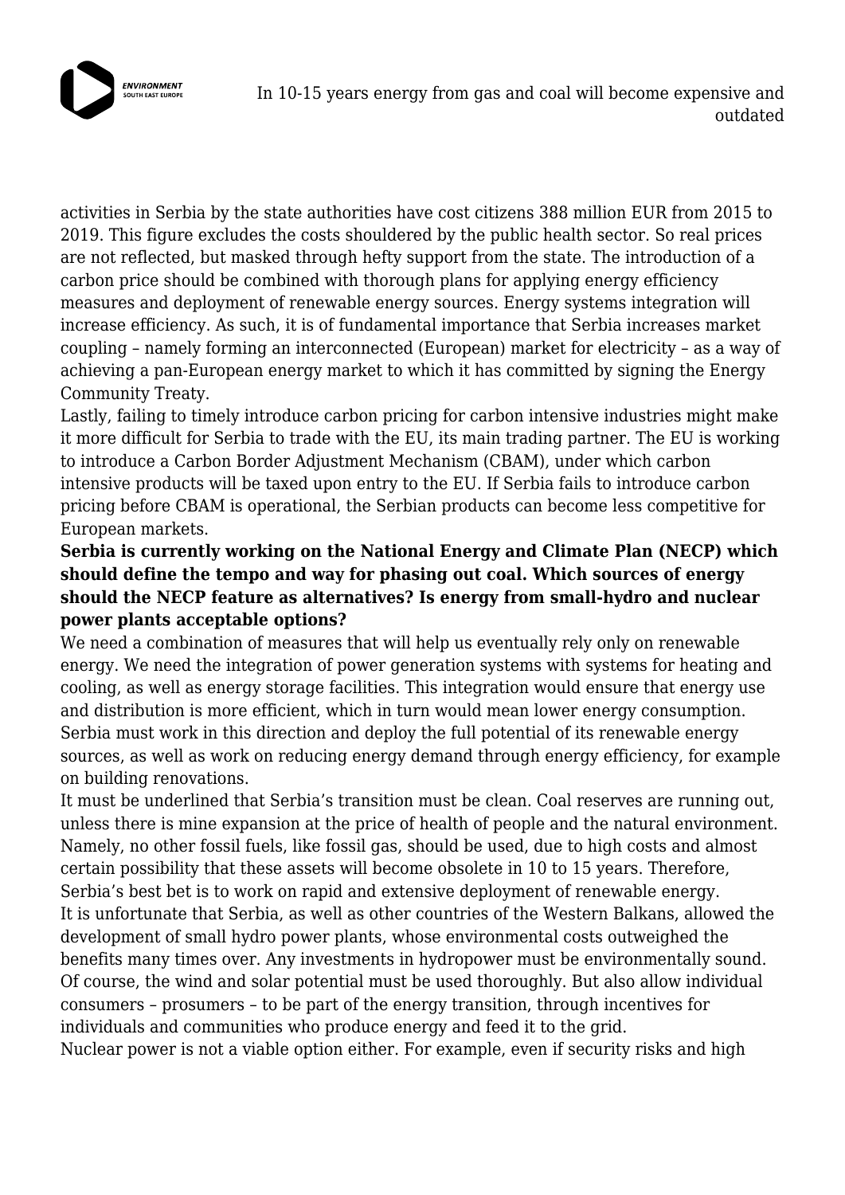activities in Serbia by the state authorities have cost citizens 388 million EUR from 2015 to 2019. This figure excludes the costs shouldered by the public health sector. So real prices are not reflected, but masked through hefty support from the state. The introduction of a carbon price should be combined with thorough plans for applying energy efficiency measures and deployment of renewable energy sources. Energy systems integration will increase efficiency. As such, it is of fundamental importance that Serbia increases market coupling – namely forming an interconnected (European) market for electricity – as a way of achieving a pan-European energy market to which it has committed by signing the Energy Community Treaty.

Lastly, failing to timely introduce carbon pricing for carbon intensive industries might make it more difficult for Serbia to trade with the EU, its main trading partner. The EU is working to introduce a Carbon Border Adjustment Mechanism (CBAM), under which carbon intensive products will be taxed upon entry to the EU. If Serbia fails to introduce carbon pricing before CBAM is operational, the Serbian products can become less competitive for European markets.

**Serbia is currently working on the National Energy and Climate Plan (NECP) which should define the tempo and way for phasing out coal. Which sources of energy should the NECP feature as alternatives? Is energy from small-hydro and nuclear power plants acceptable options?**

We need a combination of measures that will help us eventually rely only on renewable energy. We need the integration of power generation systems with systems for heating and cooling, as well as energy storage facilities. This integration would ensure that energy use and distribution is more efficient, which in turn would mean lower energy consumption. Serbia must work in this direction and deploy the full potential of its renewable energy sources, as well as work on reducing energy demand through energy efficiency, for example on building renovations.

It must be underlined that Serbia's transition must be clean. Coal reserves are running out, unless there is mine expansion at the price of health of people and the natural environment. Namely, no other fossil fuels, like fossil gas, should be used, due to high costs and almost certain possibility that these assets will become obsolete in 10 to 15 years. Therefore, Serbia's best bet is to work on rapid and extensive deployment of renewable energy.

It is unfortunate that Serbia, as well as other countries of the Western Balkans, allowed the development of small hydro power plants, whose environmental costs outweighed the benefits many times over. Any investments in hydropower must be environmentally sound. Of course, the wind and solar potential must be used thoroughly. But also allow individual consumers – prosumers – to be part of the energy transition, through incentives for individuals and communities who produce energy and feed it to the grid.

Nuclear power is not a viable option either. For example, even if security risks and high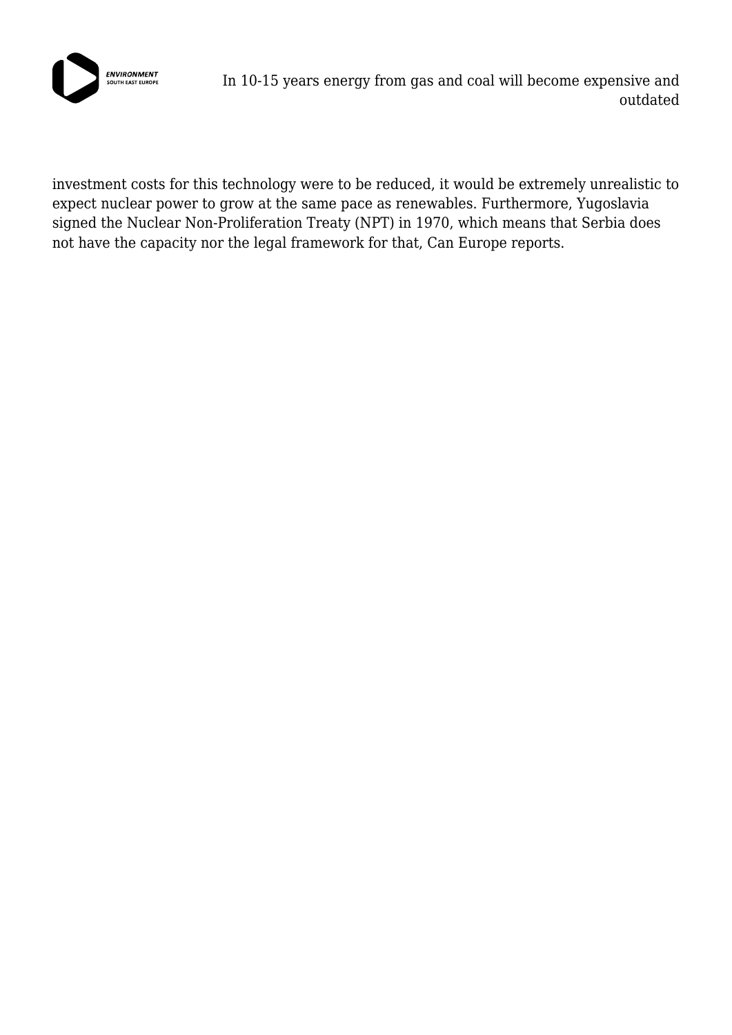investment costs for this technology were to be reduced, it would be extremely unrealistic to expect nuclear power to grow at the same pace as renewables. Furthermore, Yugoslavia signed the Nuclear Non-Proliferation Treaty (NPT) in 1970, which means that Serbia does not have the capacity nor the legal framework for that, Can Europe reports.